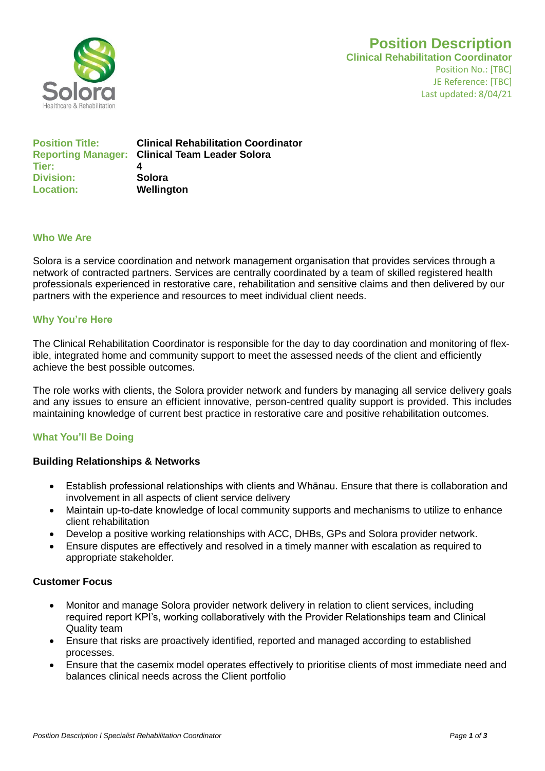# Position Description

## Clinical Rehabilitation Coordinator

Position No.: [TBC]
JE Reference: [TBC]
Last updated: 8/04/21

**Position Title:** Clinical Rehabilitation Coordinator
**Reporting Manager:** Clinical Team Leader Solora
**Tier:** 4
**Division:** Solora
**Location:** Wellington

### Who We Are

Solora is a service coordination and network management organisation that provides services through a network of contracted partners. Services are centrally coordinated by a team of skilled registered health professionals experienced in restorative care, rehabilitation and sensitive claims and then delivered by our partners with the experience and resources to meet individual client needs.

### Why You're Here

The Clinical Rehabilitation Coordinator is responsible for the day to day coordination and monitoring of flexible, integrated home and community support to meet the assessed needs of the client and efficiently achieve the best possible outcomes.

The role works with clients, the Solora provider network and funders by managing all service delivery goals and any issues to ensure an efficient innovative, person-centred quality support is provided. This includes maintaining knowledge of current best practice in restorative care and positive rehabilitation outcomes.

### What You'll Be Doing

#### Building Relationships & Networks

- Establish professional relationships with clients and Whānau. Ensure that there is collaboration and involvement in all aspects of client service delivery
- Maintain up-to-date knowledge of local community supports and mechanisms to utilize to enhance client rehabilitation
- Develop a positive working relationships with ACC, DHBs, GPs and Solora provider network.
- Ensure disputes are effectively and resolved in a timely manner with escalation as required to appropriate stakeholder.

#### Customer Focus

- Monitor and manage Solora provider network delivery in relation to client services, including required report KPI's, working collaboratively with the Provider Relationships team and Clinical Quality team
- Ensure that risks are proactively identified, reported and managed according to established processes.
- Ensure that the casemix model operates effectively to prioritise clients of most immediate need and balances clinical needs across the Client portfolio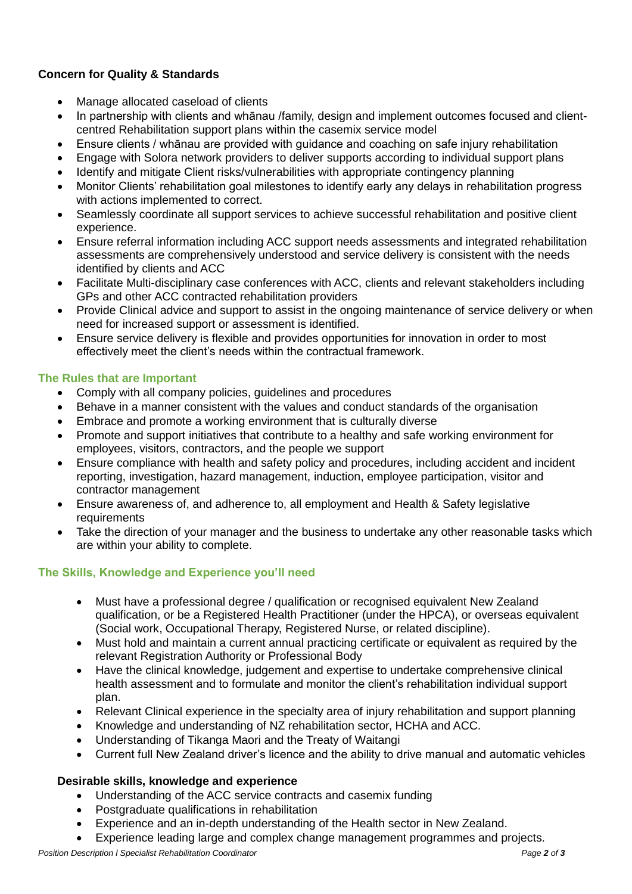### Concern for Quality & Standards

- Manage allocated caseload of clients
- In partnership with clients and whānau /family, design and implement outcomes focused and client-centred Rehabilitation support plans within the casemix service model
- Ensure clients / whānau are provided with guidance and coaching on safe injury rehabilitation
- Engage with Solora network providers to deliver supports according to individual support plans
- Identify and mitigate Client risks/vulnerabilities with appropriate contingency planning
- Monitor Clients' rehabilitation goal milestones to identify early any delays in rehabilitation progress with actions implemented to correct.
- Seamlessly coordinate all support services to achieve successful rehabilitation and positive client experience.
- Ensure referral information including ACC support needs assessments and integrated rehabilitation assessments are comprehensively understood and service delivery is consistent with the needs identified by clients and ACC
- Facilitate Multi-disciplinary case conferences with ACC, clients and relevant stakeholders including GPs and other ACC contracted rehabilitation providers
- Provide Clinical advice and support to assist in the ongoing maintenance of service delivery or when need for increased support or assessment is identified.
- Ensure service delivery is flexible and provides opportunities for innovation in order to most effectively meet the client's needs within the contractual framework.

### The Rules that are Important

- Comply with all company policies, guidelines and procedures
- Behave in a manner consistent with the values and conduct standards of the organisation
- Embrace and promote a working environment that is culturally diverse
- Promote and support initiatives that contribute to a healthy and safe working environment for employees, visitors, contractors, and the people we support
- Ensure compliance with health and safety policy and procedures, including accident and incident reporting, investigation, hazard management, induction, employee participation, visitor and contractor management
- Ensure awareness of, and adherence to, all employment and Health & Safety legislative requirements
- Take the direction of your manager and the business to undertake any other reasonable tasks which are within your ability to complete.

### The Skills, Knowledge and Experience you'll need

- Must have a professional degree / qualification or recognised equivalent New Zealand qualification, or be a Registered Health Practitioner (under the HPCA), or overseas equivalent (Social work, Occupational Therapy, Registered Nurse, or related discipline).
- Must hold and maintain a current annual practicing certificate or equivalent as required by the relevant Registration Authority or Professional Body
- Have the clinical knowledge, judgement and expertise to undertake comprehensive clinical health assessment and to formulate and monitor the client's rehabilitation individual support plan.
- Relevant Clinical experience in the specialty area of injury rehabilitation and support planning
- Knowledge and understanding of NZ rehabilitation sector, HCHA and ACC.
- Understanding of Tikanga Maori and the Treaty of Waitangi
- Current full New Zealand driver's licence and the ability to drive manual and automatic vehicles

#### Desirable skills, knowledge and experience

- Understanding of the ACC service contracts and casemix funding
- Postgraduate qualifications in rehabilitation
- Experience and an in-depth understanding of the Health sector in New Zealand.
- Experience leading large and complex change management programmes and projects.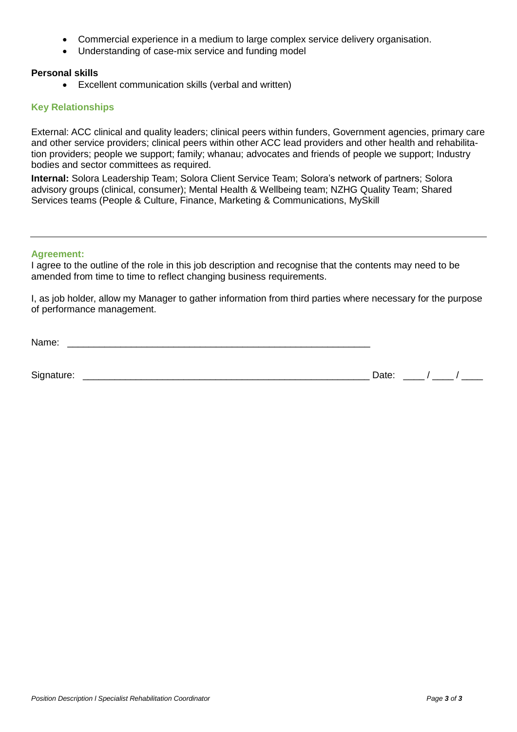- Commercial experience in a medium to large complex service delivery organisation.
- Understanding of case-mix service and funding model

**Personal skills**

- Excellent communication skills (verbal and written)

## Key Relationships

External: ACC clinical and quality leaders; clinical peers within funders, Government agencies, primary care and other service providers; clinical peers within other ACC lead providers and other health and rehabilitation providers; people we support; family; whanau; advocates and friends of people we support; Industry bodies and sector committees as required.

**Internal:** Solora Leadership Team; Solora Client Service Team; Solora's network of partners; Solora advisory groups (clinical, consumer); Mental Health & Wellbeing team; NZHG Quality Team; Shared Services teams (People & Culture, Finance, Marketing & Communications, MySkill

---

## Agreement:

I agree to the outline of the role in this job description and recognise that the contents may need to be amended from time to time to reflect changing business requirements.

I, as job holder, allow my Manager to gather information from third parties where necessary for the purpose of performance management.

Name: ________________________________________________________

Signature: ____________________________________________________ Date: ____ / ____ / ____